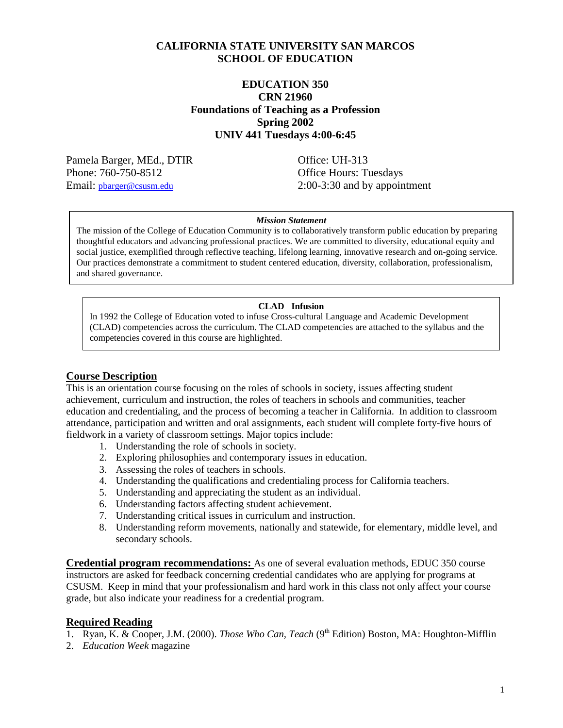# CALIFORNIA STATE UNIVERSITY SAN MARCOS
# SCHOOL OF EDUCATION

## EDUCATION 350
## CRN 21960
## Foundations of Teaching as a Profession
## Spring 2002
## UNIV 441 Tuesdays 4:00-6:45

Pamela Barger, MEd., DTIR
Phone: 760-750-8512
Email: pbarger@csusm.edu

Office: UH-313
Office Hours: Tuesdays
2:00-3:30 and by appointment

***Mission Statement***

The mission of the College of Education Community is to collaboratively transform public education by preparing thoughtful educators and advancing professional practices. We are committed to diversity, educational equity and social justice, exemplified through reflective teaching, lifelong learning, innovative research and on-going service. Our practices demonstrate a commitment to student centered education, diversity, collaboration, professionalism, and shared governance.

**CLAD Infusion**

In 1992 the College of Education voted to infuse Cross-cultural Language and Academic Development (CLAD) competencies across the curriculum. The CLAD competencies are attached to the syllabus and the competencies covered in this course are highlighted.

## Course Description

This is an orientation course focusing on the roles of schools in society, issues affecting student achievement, curriculum and instruction, the roles of teachers in schools and communities, teacher education and credentialing, and the process of becoming a teacher in California. In addition to classroom attendance, participation and written and oral assignments, each student will complete forty-five hours of fieldwork in a variety of classroom settings. Major topics include:

1. Understanding the role of schools in society.
2. Exploring philosophies and contemporary issues in education.
3. Assessing the roles of teachers in schools.
4. Understanding the qualifications and credentialing process for California teachers.
5. Understanding and appreciating the student as an individual.
6. Understanding factors affecting student achievement.
7. Understanding critical issues in curriculum and instruction.
8. Understanding reform movements, nationally and statewide, for elementary, middle level, and secondary schools.

**Credential program recommendations:** As one of several evaluation methods, EDUC 350 course instructors are asked for feedback concerning credential candidates who are applying for programs at CSUSM. Keep in mind that your professionalism and hard work in this class not only affect your course grade, but also indicate your readiness for a credential program.

## Required Reading

1. Ryan, K. & Cooper, J.M. (2000). *Those Who Can, Teach* (9th Edition) Boston, MA: Houghton-Mifflin
2. *Education Week* magazine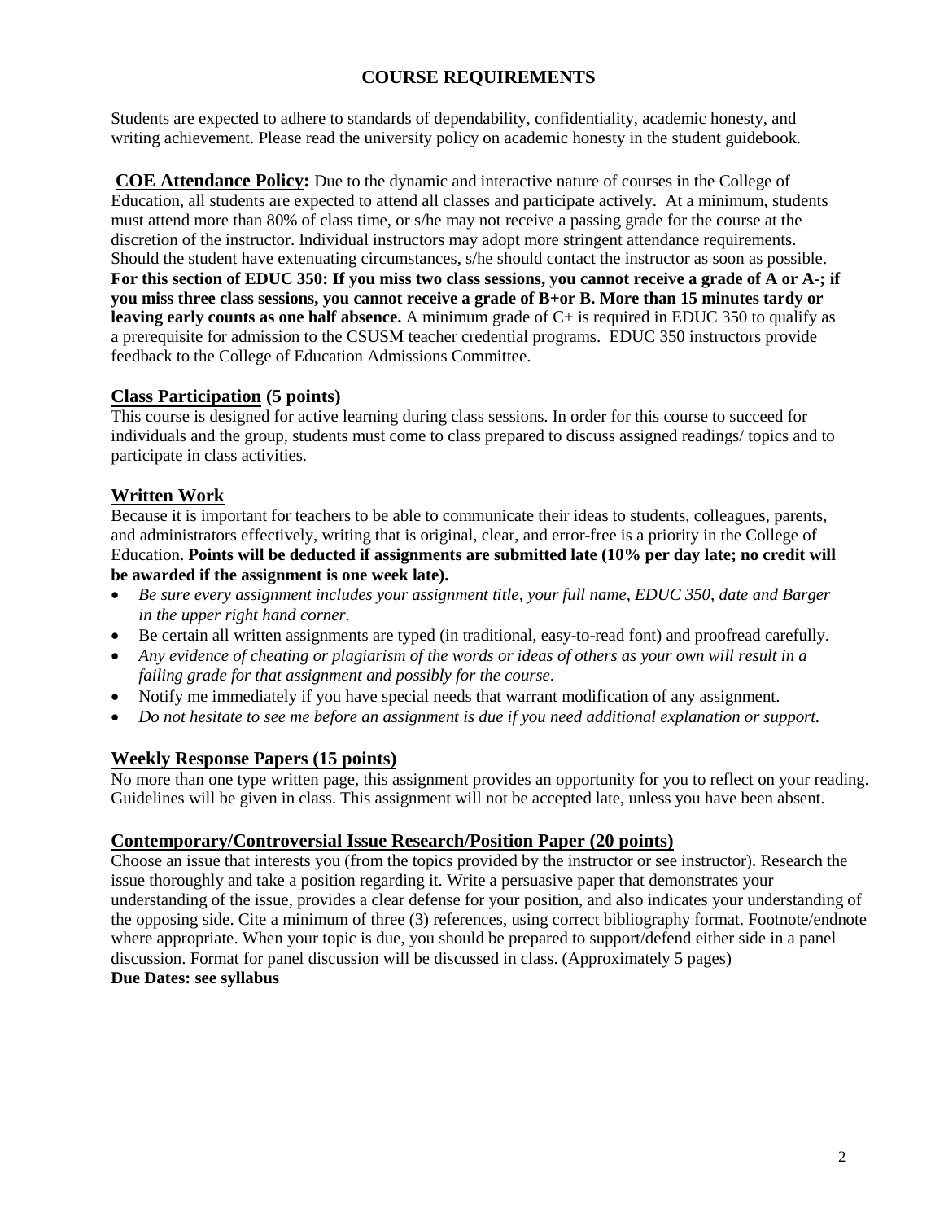## COURSE REQUIREMENTS

Students are expected to adhere to standards of dependability, confidentiality, academic honesty, and writing achievement. Please read the university policy on academic honesty in the student guidebook.

**COE Attendance Policy:** Due to the dynamic and interactive nature of courses in the College of Education, all students are expected to attend all classes and participate actively. At a minimum, students must attend more than 80% of class time, or s/he may not receive a passing grade for the course at the discretion of the instructor. Individual instructors may adopt more stringent attendance requirements. Should the student have extenuating circumstances, s/he should contact the instructor as soon as possible. **For this section of EDUC 350: If you miss two class sessions, you cannot receive a grade of A or A-; if you miss three class sessions, you cannot receive a grade of B+or B. More than 15 minutes tardy or leaving early counts as one half absence.** A minimum grade of C+ is required in EDUC 350 to qualify as a prerequisite for admission to the CSUSM teacher credential programs. EDUC 350 instructors provide feedback to the College of Education Admissions Committee.

### Class Participation (5 points)

This course is designed for active learning during class sessions. In order for this course to succeed for individuals and the group, students must come to class prepared to discuss assigned readings/ topics and to participate in class activities.

### Written Work

Because it is important for teachers to be able to communicate their ideas to students, colleagues, parents, and administrators effectively, writing that is original, clear, and error-free is a priority in the College of Education. **Points will be deducted if assignments are submitted late (10% per day late; no credit will be awarded if the assignment is one week late).**

- *Be sure every assignment includes your assignment title, your full name, EDUC 350, date and Barger in the upper right hand corner.*
- Be certain all written assignments are typed (in traditional, easy-to-read font) and proofread carefully.
- *Any evidence of cheating or plagiarism of the words or ideas of others as your own will result in a failing grade for that assignment and possibly for the course.*
- Notify me immediately if you have special needs that warrant modification of any assignment.
- *Do not hesitate to see me before an assignment is due if you need additional explanation or support.*

### Weekly Response Papers (15 points)

No more than one type written page, this assignment provides an opportunity for you to reflect on your reading. Guidelines will be given in class. This assignment will not be accepted late, unless you have been absent.

### Contemporary/Controversial Issue Research/Position Paper (20 points)

Choose an issue that interests you (from the topics provided by the instructor or see instructor). Research the issue thoroughly and take a position regarding it. Write a persuasive paper that demonstrates your understanding of the issue, provides a clear defense for your position, and also indicates your understanding of the opposing side. Cite a minimum of three (3) references, using correct bibliography format. Footnote/endnote where appropriate. When your topic is due, you should be prepared to support/defend either side in a panel discussion. Format for panel discussion will be discussed in class. (Approximately 5 pages)
**Due Dates: see syllabus**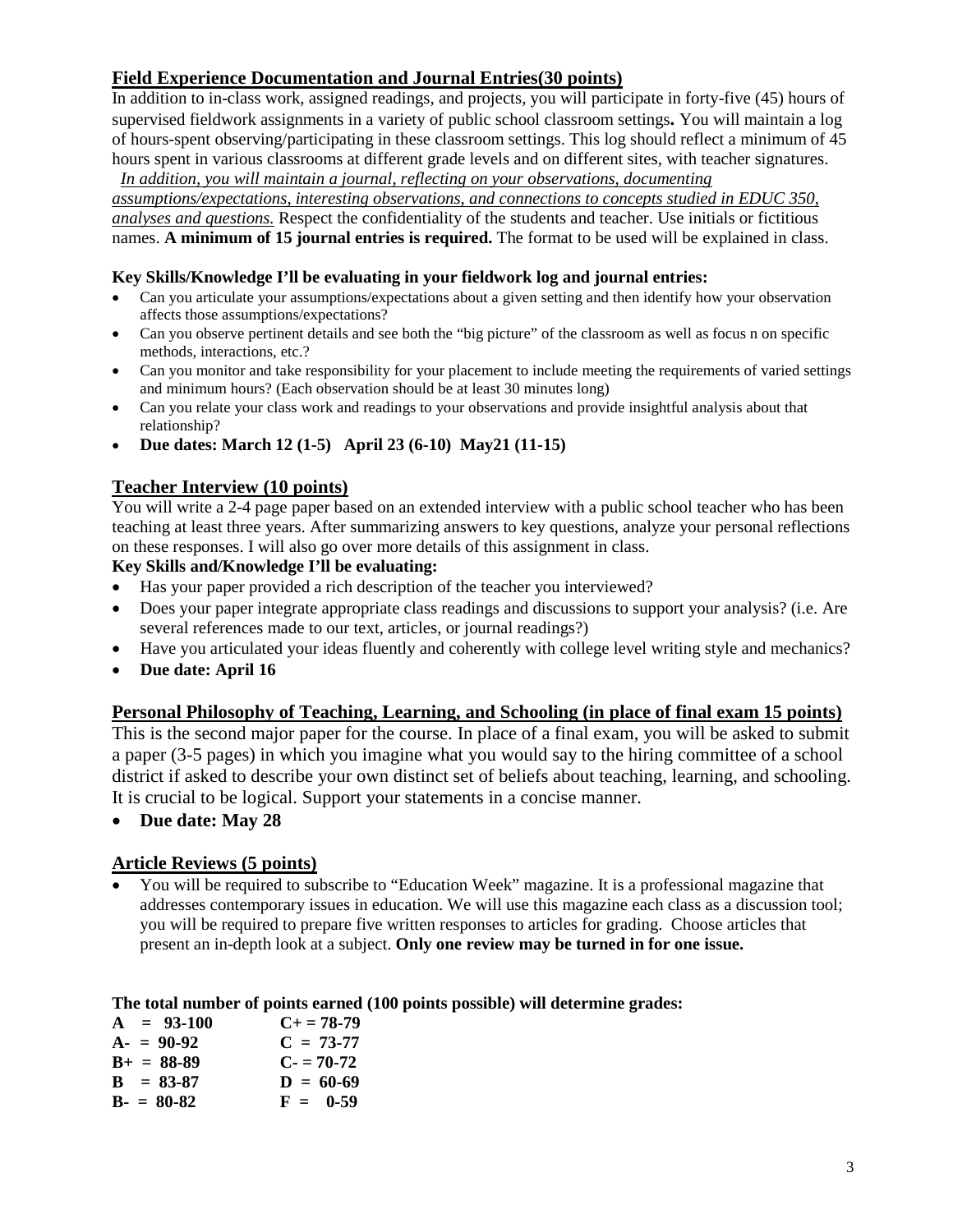## Field Experience Documentation and Journal Entries(30 points)

In addition to in-class work, assigned readings, and projects, you will participate in forty-five (45) hours of supervised fieldwork assignments in a variety of public school classroom settings**.** You will maintain a log of hours-spent observing/participating in these classroom settings. This log should reflect a minimum of 45 hours spent in various classrooms at different grade levels and on different sites, with teacher signatures. *In addition, you will maintain a journal, reflecting on your observations, documenting assumptions/expectations, interesting observations, and connections to concepts studied in EDUC 350, analyses and questions.* Respect the confidentiality of the students and teacher. Use initials or fictitious names. **A minimum of 15 journal entries is required.** The format to be used will be explained in class.

**Key Skills/Knowledge I'll be evaluating in your fieldwork log and journal entries:**

- Can you articulate your assumptions/expectations about a given setting and then identify how your observation affects those assumptions/expectations?
- Can you observe pertinent details and see both the "big picture" of the classroom as well as focus n on specific methods, interactions, etc.?
- Can you monitor and take responsibility for your placement to include meeting the requirements of varied settings and minimum hours? (Each observation should be at least 30 minutes long)
- Can you relate your class work and readings to your observations and provide insightful analysis about that relationship?
- **Due dates: March 12 (1-5) April 23 (6-10) May21 (11-15)**

## Teacher Interview (10 points)

You will write a 2-4 page paper based on an extended interview with a public school teacher who has been teaching at least three years. After summarizing answers to key questions, analyze your personal reflections on these responses. I will also go over more details of this assignment in class.

**Key Skills and/Knowledge I'll be evaluating:**

- Has your paper provided a rich description of the teacher you interviewed?
- Does your paper integrate appropriate class readings and discussions to support your analysis? (i.e. Are several references made to our text, articles, or journal readings?)
- Have you articulated your ideas fluently and coherently with college level writing style and mechanics?
- **Due date: April 16**

## Personal Philosophy of Teaching, Learning, and Schooling (in place of final exam 15 points)

This is the second major paper for the course. In place of a final exam, you will be asked to submit a paper (3-5 pages) in which you imagine what you would say to the hiring committee of a school district if asked to describe your own distinct set of beliefs about teaching, learning, and schooling. It is crucial to be logical. Support your statements in a concise manner.

- **Due date: May 28**

## Article Reviews (5 points)

- You will be required to subscribe to "Education Week" magazine. It is a professional magazine that addresses contemporary issues in education. We will use this magazine each class as a discussion tool; you will be required to prepare five written responses to articles for grading. Choose articles that present an in-depth look at a subject. **Only one review may be turned in for one issue.**

**The total number of points earned (100 points possible) will determine grades:**

| | |
|---|---|
| **A = 93-100** | **C+ = 78-79** |
| **A- = 90-92** | **C = 73-77** |
| **B+ = 88-89** | **C- = 70-72** |
| **B = 83-87** | **D = 60-69** |
| **B- = 80-82** | **F = 0-59** |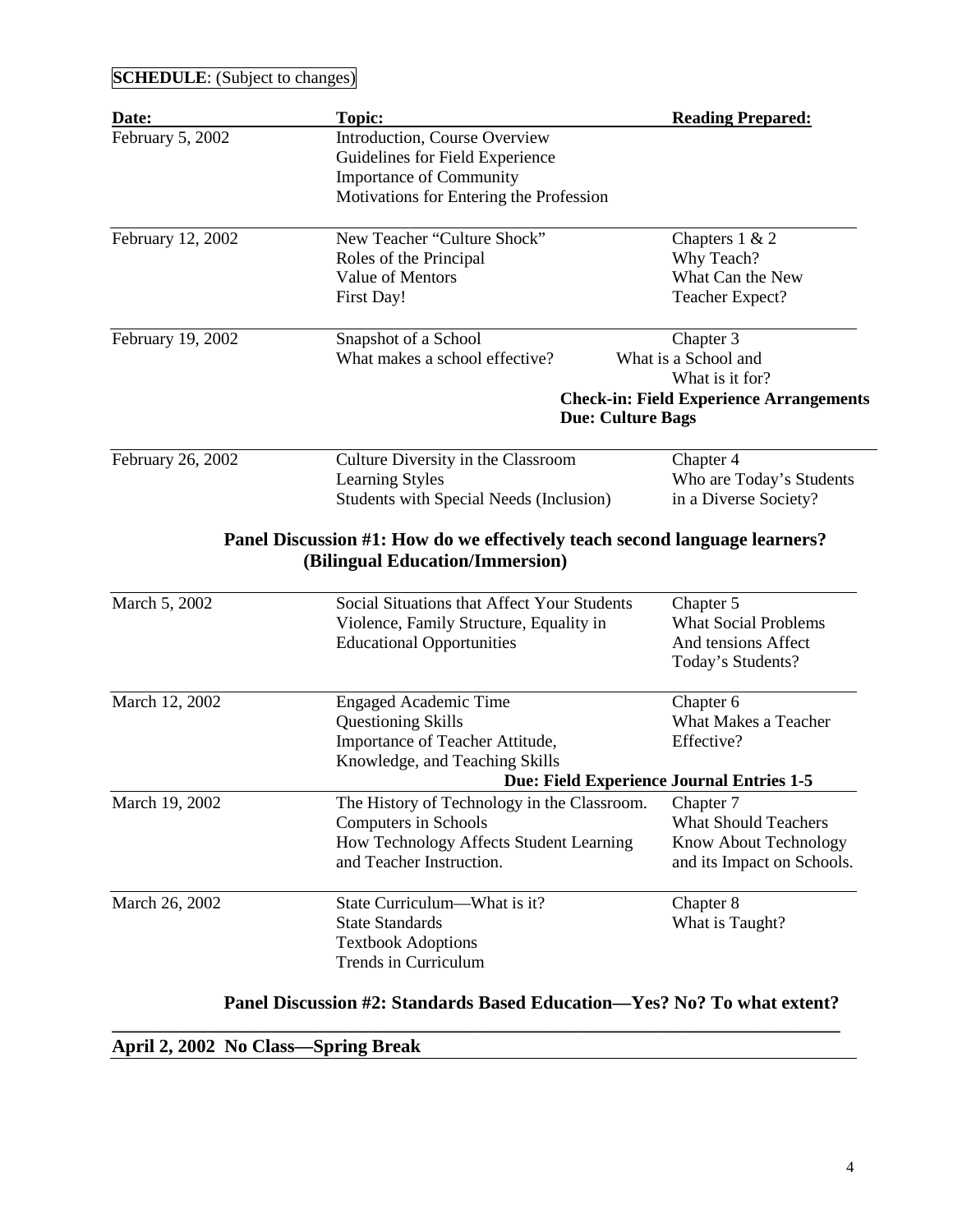**SCHEDULE**: (Subject to changes)

| Date: | Topic: | Reading Prepared: |
| --- | --- | --- |
| February 5, 2002 | Introduction, Course Overview<br>Guidelines for Field Experience<br>Importance of Community<br>Motivations for Entering the Profession | |
| February 12, 2002 | New Teacher "Culture Shock"<br>Roles of the Principal<br>Value of Mentors<br>First Day! | Chapters 1 & 2<br>Why Teach?<br>What Can the New<br>Teacher Expect? |
| February 19, 2002 | Snapshot of a School<br>What makes a school effective? | Chapter 3<br>What is a School and<br>What is it for?<br>**Check-in: Field Experience Arrangements**<br>**Due: Culture Bags** |
| February 26, 2002 | Culture Diversity in the Classroom<br>Learning Styles<br>Students with Special Needs (Inclusion) | Chapter 4<br>Who are Today's Students<br>in a Diverse Society? |

**Panel Discussion #1: How do we effectively teach second language learners? (Bilingual Education/Immersion)**

| Date: | Topic: | Reading Prepared: |
| --- | --- | --- |
| March 5, 2002 | Social Situations that Affect Your Students<br>Violence, Family Structure, Equality in<br>Educational Opportunities | Chapter 5<br>What Social Problems<br>And tensions Affect<br>Today's Students? |
| March 12, 2002 | Engaged Academic Time<br>Questioning Skills<br>Importance of Teacher Attitude,<br>Knowledge, and Teaching Skills | Chapter 6<br>What Makes a Teacher<br>Effective?<br>**Due: Field Experience Journal Entries 1-5** |
| March 19, 2002 | The History of Technology in the Classroom.<br>Computers in Schools<br>How Technology Affects Student Learning<br>and Teacher Instruction. | Chapter 7<br>What Should Teachers<br>Know About Technology<br>and its Impact on Schools. |
| March 26, 2002 | State Curriculum—What is it?<br>State Standards<br>Textbook Adoptions<br>Trends in Curriculum | Chapter 8<br>What is Taught? |

**Panel Discussion #2: Standards Based Education—Yes? No? To what extent?**

**April 2, 2002 No Class—Spring Break**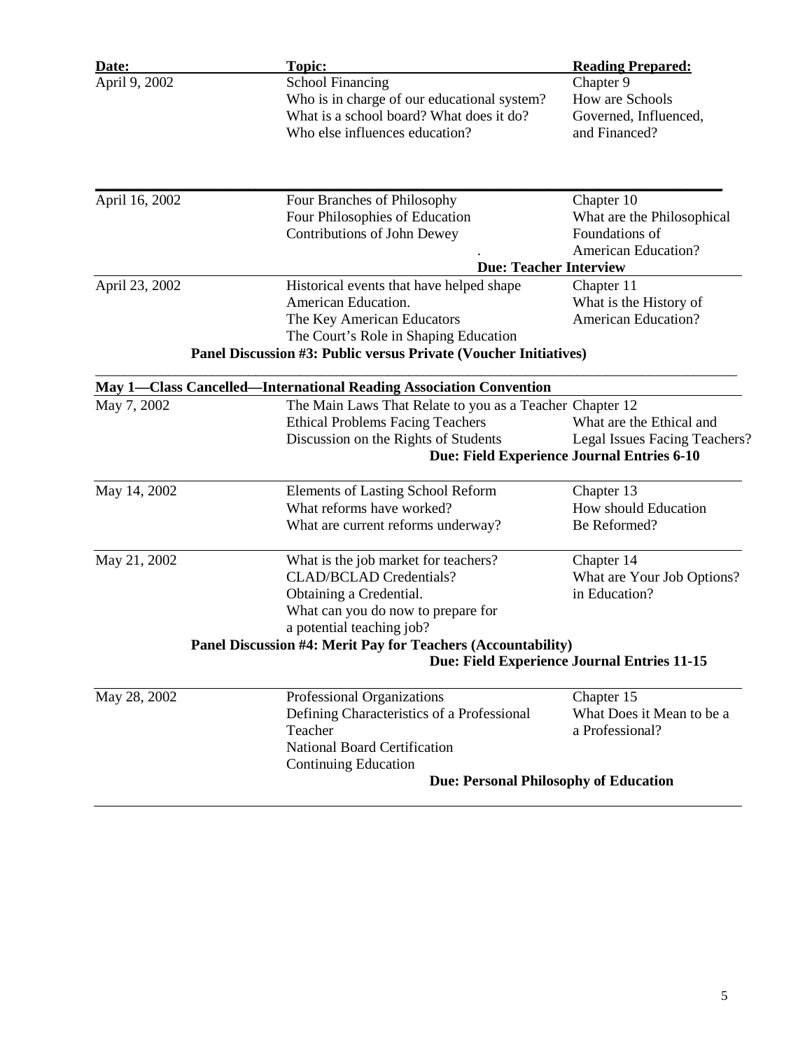| Date: | Topic: | Reading Prepared: |
|---|---|---|
| April 9, 2002 | School Financing<br>Who is in charge of our educational system?<br>What is a school board? What does it do?<br>Who else influences education? | Chapter 9<br>How are Schools Governed, Influenced, and Financed? |
| April 16, 2002 | Four Branches of Philosophy<br>Four Philosophies of Education<br>Contributions of John Dewey | Chapter 10<br>What are the Philosophical Foundations of American Education? |
| | **Due: Teacher Interview** | |
| April 23, 2002 | Historical events that have helped shape American Education.<br>The Key American Educators<br>The Court's Role in Shaping Education | Chapter 11<br>What is the History of American Education? |
| | **Panel Discussion #3: Public versus Private (Voucher Initiatives)** | |
| **May 1—Class Cancelled—International Reading Association Convention** | | |
| May 7, 2002 | The Main Laws That Relate to you as a Teacher<br>Ethical Problems Facing Teachers<br>Discussion on the Rights of Students | Chapter 12<br>What are the Ethical and Legal Issues Facing Teachers? |
| | **Due: Field Experience Journal Entries 6-10** | |
| May 14, 2002 | Elements of Lasting School Reform<br>What reforms have worked?<br>What are current reforms underway? | Chapter 13<br>How should Education Be Reformed? |
| May 21, 2002 | What is the job market for teachers?<br>CLAD/BCLAD Credentials?<br>Obtaining a Credential.<br>What can you do now to prepare for a potential teaching job? | Chapter 14<br>What are Your Job Options? in Education? |
| | **Panel Discussion #4: Merit Pay for Teachers (Accountability)** | |
| | **Due: Field Experience Journal Entries 11-15** | |
| May 28, 2002 | Professional Organizations<br>Defining Characteristics of a Professional Teacher<br>National Board Certification<br>Continuing Education | Chapter 15<br>What Does it Mean to be a a Professional? |
| | **Due: Personal Philosophy of Education** | |